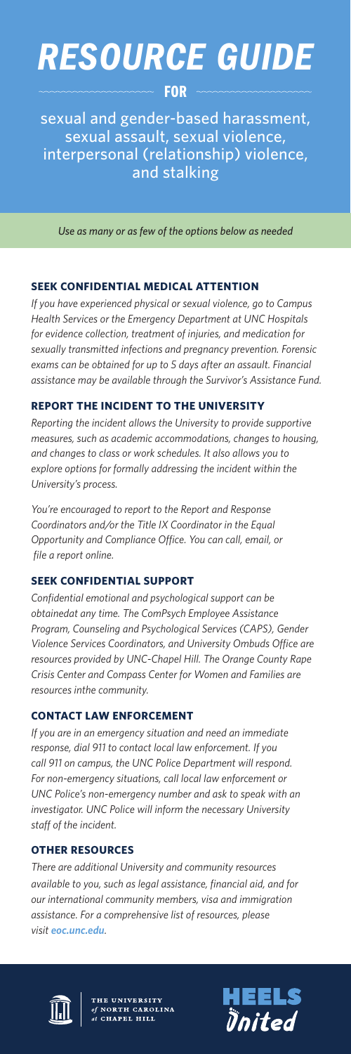# RESOURCE GUIDE

FOR

sexual and gender-based harassment, sexual assault, sexual violence, interpersonal (relationship) violence, and stalking

*Use as many or as few of the options below as needed*

## SEEK CONFIDENTIAL MEDICAL ATTENTION

*If you have experienced physical or sexual violence, go to Campus Health Services or the Emergency Department at UNC Hospitals for evidence collection, treatment of injuries, and medication for sexually transmitted infections and pregnancy prevention. Forensic exams can be obtained for up to 5 days after an assault. Financial assistance may be available through the Survivor's Assistance Fund.*

## REPORT THE INCIDENT TO THE UNIVERSITY

*Reporting the incident allows the University to provide supportive measures, such as academic accommodations, changes to housing, and changes to class or work schedules. It also allows you to explore options for formally addressing the incident within the University's process.*

*You're encouraged to report to the Report and Response Coordinators and/or the Title IX Coordinator in the Equal Opportunity and Compliance Office. You can call, email, or file a report online.*

## SEEK CONFIDENTIAL SUPPORT

*Confidential emotional and psychological support can be obtainedat any time. The ComPsych Employee Assistance Program, Counseling and Psychological Services (CAPS), Gender Violence Services Coordinators, and University Ombuds Office are resources provided by UNC-Chapel Hill. The Orange County Rape Crisis Center and Compass Center for Women and Families are resources inthe community.*

## CONTACT LAW ENFORCEMENT

*If you are in an emergency situation and need an immediate response, dial 911 to contact local law enforcement. If you call 911 on campus, the UNC Police Department will respond. For non-emergency situations, call local law enforcement or UNC Police's non-emergency number and ask to speak with an investigator. UNC Police will inform the necessary University staff of the incident.*

## OTHER RESOURCES

*There are additional University and community resources available to you, such as legal assistance, financial aid, and for our international community members, visa and immigration assistance. For a comprehensive list of resources, please visit* ***eoc.unc.edu****.*

THE UNIVERSITY of NORTH CAROLINA at CHAPEL HILL

HEELS United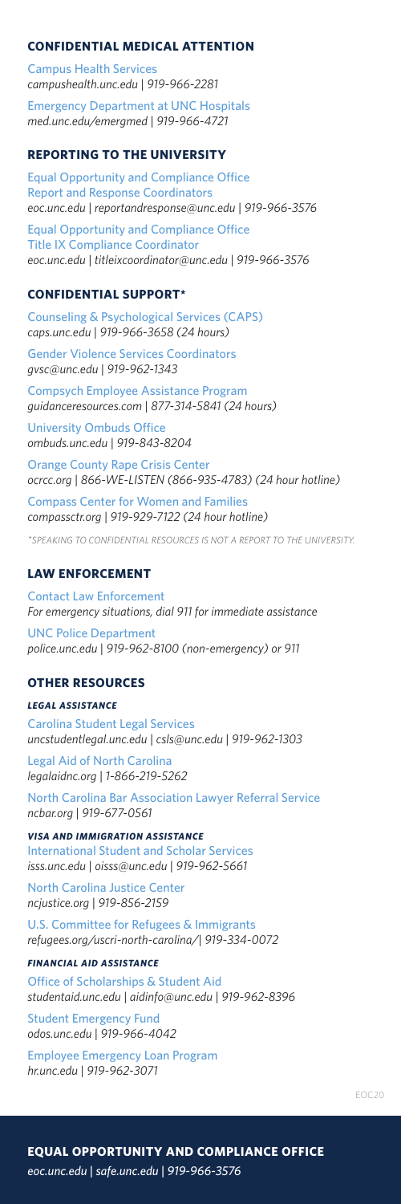## CONFIDENTIAL MEDICAL ATTENTION

Campus Health Services
*campushealth.unc.edu | 919-966-2281*

Emergency Department at UNC Hospitals
*med.unc.edu/emergmed | 919-966-4721*

## REPORTING TO THE UNIVERSITY

Equal Opportunity and Compliance Office
Report and Response Coordinators
*eoc.unc.edu | reportandresponse@unc.edu | 919-966-3576*

Equal Opportunity and Compliance Office
Title IX Compliance Coordinator
*eoc.unc.edu | titleixcoordinator@unc.edu | 919-966-3576*

## CONFIDENTIAL SUPPORT*

Counseling & Psychological Services (CAPS)
*caps.unc.edu | 919-966-3658 (24 hours)*

Gender Violence Services Coordinators
*gvsc@unc.edu | 919-962-1343*

Compsych Employee Assistance Program
*guidanceresources.com | 877-314-5841 (24 hours)*

University Ombuds Office
*ombuds.unc.edu | 919-843-8204*

Orange County Rape Crisis Center
*ocrcc.org | 866-WE-LISTEN (866-935-4783) (24 hour hotline)*

Compass Center for Women and Families
*compassctr.org | 919-929-7122 (24 hour hotline)*

*SPEAKING TO CONFIDENTIAL RESOURCES IS NOT A REPORT TO THE UNIVERSITY.

## LAW ENFORCEMENT

Contact Law Enforcement
*For emergency situations, dial 911 for immediate assistance*

UNC Police Department
*police.unc.edu | 919-962-8100 (non-emergency) or 911*

## OTHER RESOURCES

### *LEGAL ASSISTANCE*

Carolina Student Legal Services
*uncstudentlegal.unc.edu | csls@unc.edu | 919-962-1303*

Legal Aid of North Carolina
*legalaidnc.org | 1-866-219-5262*

North Carolina Bar Association Lawyer Referral Service
*ncbar.org | 919-677-0561*

### *VISA AND IMMIGRATION ASSISTANCE*

International Student and Scholar Services
*isss.unc.edu | oisss@unc.edu | 919-962-5661*

North Carolina Justice Center
*ncjustice.org | 919-856-2159*

U.S. Committee for Refugees & Immigrants
*refugees.org/uscri-north-carolina/| 919-334-0072*

### *FINANCIAL AID ASSISTANCE*

Office of Scholarships & Student Aid
*studentaid.unc.edu | aidinfo@unc.edu | 919-962-8396*

Student Emergency Fund
*odos.unc.edu | 919-966-4042*

Employee Emergency Loan Program
*hr.unc.edu | 919-962-3071*

EOC20

## EQUAL OPPORTUNITY AND COMPLIANCE OFFICE

*eoc.unc.edu | safe.unc.edu | 919-966-3576*